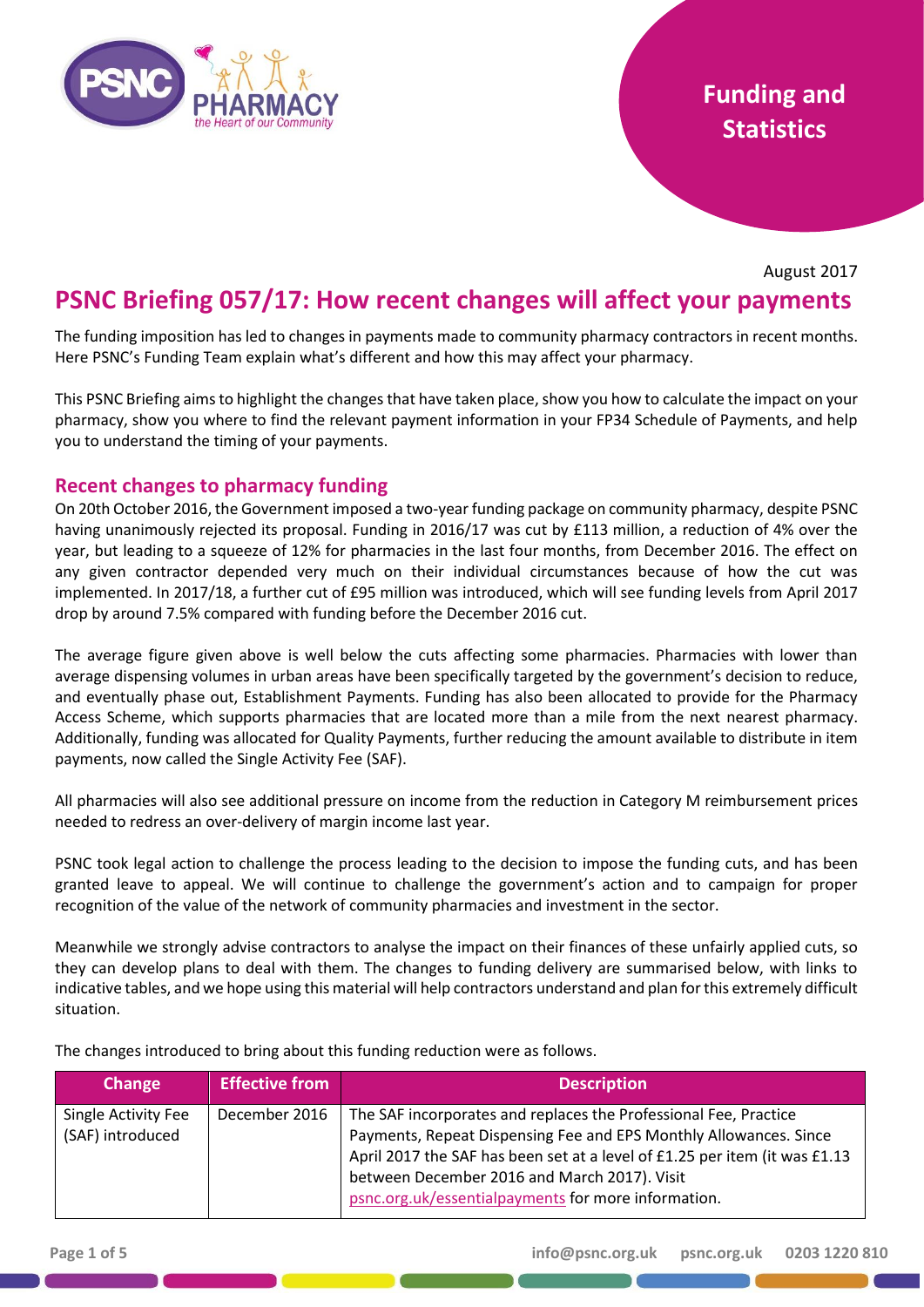Funding and Statistics

August 2017

# PSNC Briefing 057/17: How recent changes will affect your payments

The funding imposition has led to changes in payments made to community pharmacy contractors in recent months. Here PSNC's Funding Team explain what's different and how this may affect your pharmacy.

This PSNC Briefing aims to highlight the changes that have taken place, show you how to calculate the impact on your pharmacy, show you where to find the relevant payment information in your FP34 Schedule of Payments, and help you to understand the timing of your payments.

## Recent changes to pharmacy funding

On 20th October 2016, the Government imposed a two-year funding package on community pharmacy, despite PSNC having unanimously rejected its proposal. Funding in 2016/17 was cut by £113 million, a reduction of 4% over the year, but leading to a squeeze of 12% for pharmacies in the last four months, from December 2016. The effect on any given contractor depended very much on their individual circumstances because of how the cut was implemented. In 2017/18, a further cut of £95 million was introduced, which will see funding levels from April 2017 drop by around 7.5% compared with funding before the December 2016 cut.

The average figure given above is well below the cuts affecting some pharmacies. Pharmacies with lower than average dispensing volumes in urban areas have been specifically targeted by the government's decision to reduce, and eventually phase out, Establishment Payments. Funding has also been allocated to provide for the Pharmacy Access Scheme, which supports pharmacies that are located more than a mile from the next nearest pharmacy. Additionally, funding was allocated for Quality Payments, further reducing the amount available to distribute in item payments, now called the Single Activity Fee (SAF).

All pharmacies will also see additional pressure on income from the reduction in Category M reimbursement prices needed to redress an over-delivery of margin income last year.

PSNC took legal action to challenge the process leading to the decision to impose the funding cuts, and has been granted leave to appeal. We will continue to challenge the government's action and to campaign for proper recognition of the value of the network of community pharmacies and investment in the sector.

Meanwhile we strongly advise contractors to analyse the impact on their finances of these unfairly applied cuts, so they can develop plans to deal with them. The changes to funding delivery are summarised below, with links to indicative tables, and we hope using this material will help contractors understand and plan for this extremely difficult situation.

The changes introduced to bring about this funding reduction were as follows.

| Change | Effective from | Description |
|---|---|---|
| Single Activity Fee (SAF) introduced | December 2016 | The SAF incorporates and replaces the Professional Fee, Practice Payments, Repeat Dispensing Fee and EPS Monthly Allowances. Since April 2017 the SAF has been set at a level of £1.25 per item (it was £1.13 between December 2016 and March 2017). Visit psnc.org.uk/essentialpayments for more information. |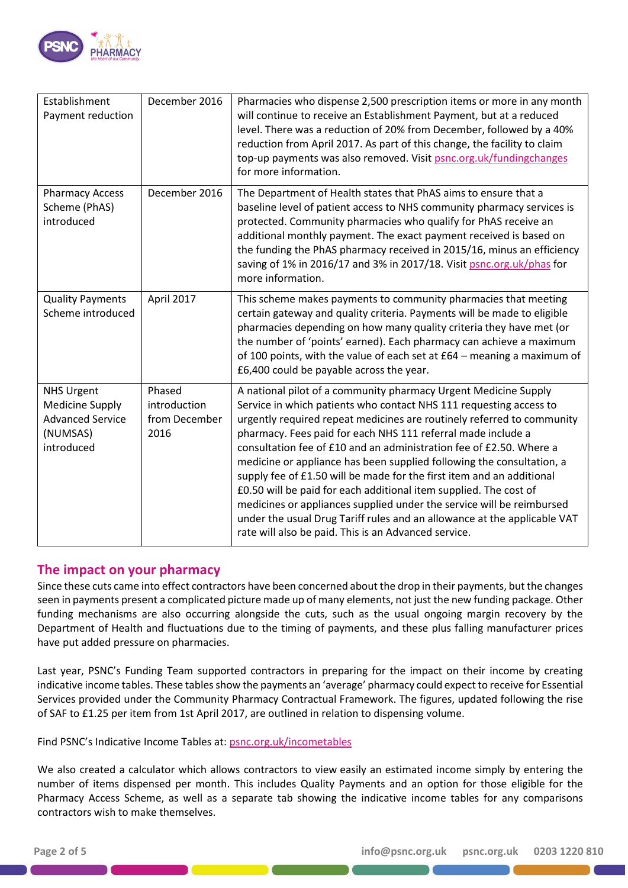| Establishment Payment reduction | December 2016 | Pharmacies who dispense 2,500 prescription items or more in any month will continue to receive an Establishment Payment, but at a reduced level. There was a reduction of 20% from December, followed by a 40% reduction from April 2017. As part of this change, the facility to claim top-up payments was also removed. Visit psnc.org.uk/fundingchanges for more information. |
|---|---|---|
| Pharmacy Access Scheme (PhAS) introduced | December 2016 | The Department of Health states that PhAS aims to ensure that a baseline level of patient access to NHS community pharmacy services is protected. Community pharmacies who qualify for PhAS receive an additional monthly payment. The exact payment received is based on the funding the PhAS pharmacy received in 2015/16, minus an efficiency saving of 1% in 2016/17 and 3% in 2017/18. Visit psnc.org.uk/phas for more information. |
| Quality Payments Scheme introduced | April 2017 | This scheme makes payments to community pharmacies that meeting certain gateway and quality criteria. Payments will be made to eligible pharmacies depending on how many quality criteria they have met (or the number of 'points' earned). Each pharmacy can achieve a maximum of 100 points, with the value of each set at £64 – meaning a maximum of £6,400 could be payable across the year. |
| NHS Urgent Medicine Supply Advanced Service (NUMSAS) introduced | Phased introduction from December 2016 | A national pilot of a community pharmacy Urgent Medicine Supply Service in which patients who contact NHS 111 requesting access to urgently required repeat medicines are routinely referred to community pharmacy. Fees paid for each NHS 111 referral made include a consultation fee of £10 and an administration fee of £2.50. Where a medicine or appliance has been supplied following the consultation, a supply fee of £1.50 will be made for the first item and an additional £0.50 will be paid for each additional item supplied. The cost of medicines or appliances supplied under the service will be reimbursed under the usual Drug Tariff rules and an allowance at the applicable VAT rate will also be paid. This is an Advanced service. |

## The impact on your pharmacy

Since these cuts came into effect contractors have been concerned about the drop in their payments, but the changes seen in payments present a complicated picture made up of many elements, not just the new funding package. Other funding mechanisms are also occurring alongside the cuts, such as the usual ongoing margin recovery by the Department of Health and fluctuations due to the timing of payments, and these plus falling manufacturer prices have put added pressure on pharmacies.

Last year, PSNC's Funding Team supported contractors in preparing for the impact on their income by creating indicative income tables. These tables show the payments an 'average' pharmacy could expect to receive for Essential Services provided under the Community Pharmacy Contractual Framework. The figures, updated following the rise of SAF to £1.25 per item from 1st April 2017, are outlined in relation to dispensing volume.

Find PSNC's Indicative Income Tables at: psnc.org.uk/incometables

We also created a calculator which allows contractors to view easily an estimated income simply by entering the number of items dispensed per month. This includes Quality Payments and an option for those eligible for the Pharmacy Access Scheme, as well as a separate tab showing the indicative income tables for any comparisons contractors wish to make themselves.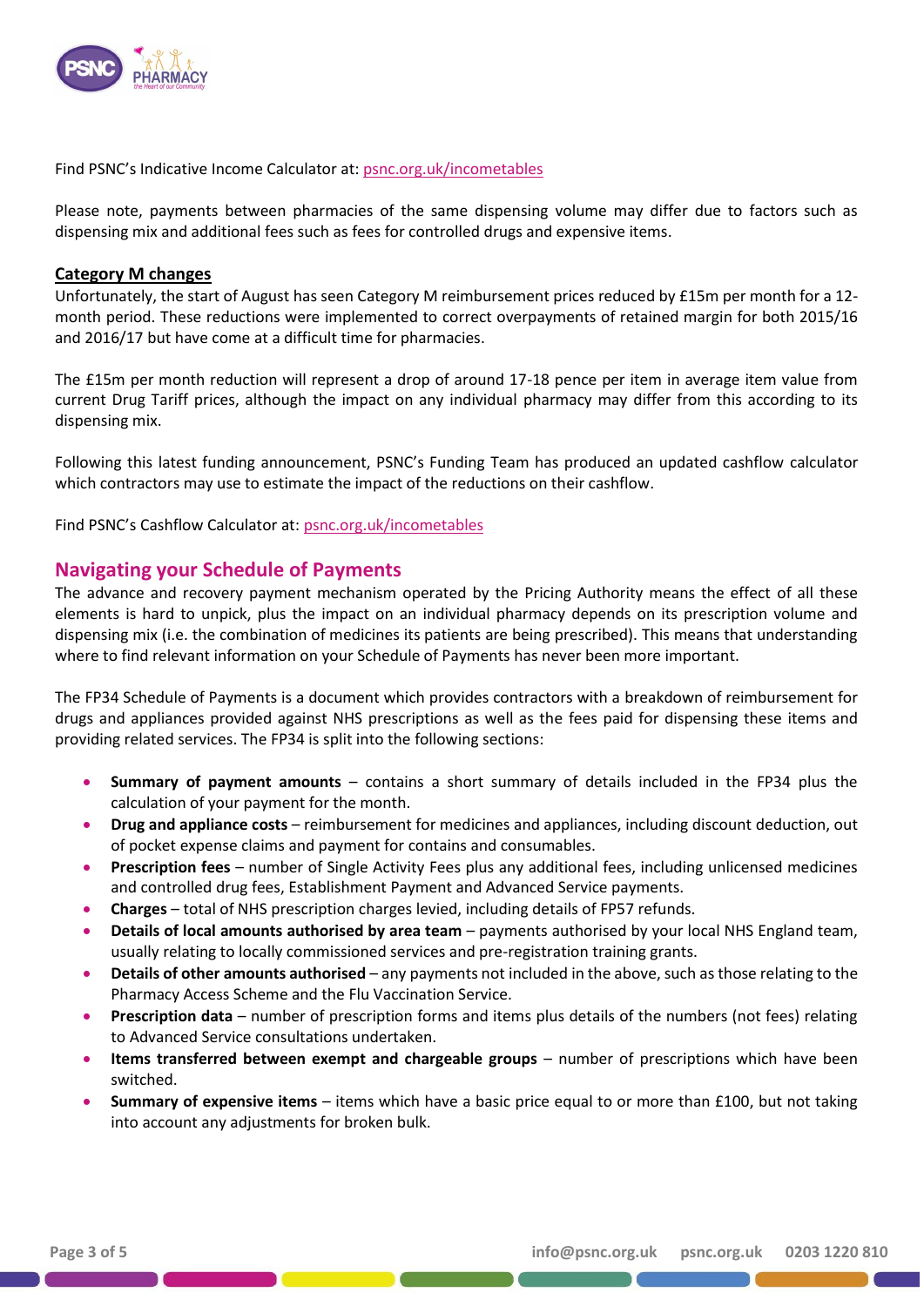Find PSNC's Indicative Income Calculator at: [psnc.org.uk/incometables](psnc.org.uk/incometables)

Please note, payments between pharmacies of the same dispensing volume may differ due to factors such as dispensing mix and additional fees such as fees for controlled drugs and expensive items.

**Category M changes**

Unfortunately, the start of August has seen Category M reimbursement prices reduced by £15m per month for a 12-month period. These reductions were implemented to correct overpayments of retained margin for both 2015/16 and 2016/17 but have come at a difficult time for pharmacies.

The £15m per month reduction will represent a drop of around 17-18 pence per item in average item value from current Drug Tariff prices, although the impact on any individual pharmacy may differ from this according to its dispensing mix.

Following this latest funding announcement, PSNC's Funding Team has produced an updated cashflow calculator which contractors may use to estimate the impact of the reductions on their cashflow.

Find PSNC's Cashflow Calculator at: [psnc.org.uk/incometables](psnc.org.uk/incometables)

## Navigating your Schedule of Payments

The advance and recovery payment mechanism operated by the Pricing Authority means the effect of all these elements is hard to unpick, plus the impact on an individual pharmacy depends on its prescription volume and dispensing mix (i.e. the combination of medicines its patients are being prescribed). This means that understanding where to find relevant information on your Schedule of Payments has never been more important.

The FP34 Schedule of Payments is a document which provides contractors with a breakdown of reimbursement for drugs and appliances provided against NHS prescriptions as well as the fees paid for dispensing these items and providing related services. The FP34 is split into the following sections:

- **Summary of payment amounts** – contains a short summary of details included in the FP34 plus the calculation of your payment for the month.
- **Drug and appliance costs** – reimbursement for medicines and appliances, including discount deduction, out of pocket expense claims and payment for contains and consumables.
- **Prescription fees** – number of Single Activity Fees plus any additional fees, including unlicensed medicines and controlled drug fees, Establishment Payment and Advanced Service payments.
- **Charges** – total of NHS prescription charges levied, including details of FP57 refunds.
- **Details of local amounts authorised by area team** – payments authorised by your local NHS England team, usually relating to locally commissioned services and pre-registration training grants.
- **Details of other amounts authorised** – any payments not included in the above, such as those relating to the Pharmacy Access Scheme and the Flu Vaccination Service.
- **Prescription data** – number of prescription forms and items plus details of the numbers (not fees) relating to Advanced Service consultations undertaken.
- **Items transferred between exempt and chargeable groups** – number of prescriptions which have been switched.
- **Summary of expensive items** – items which have a basic price equal to or more than £100, but not taking into account any adjustments for broken bulk.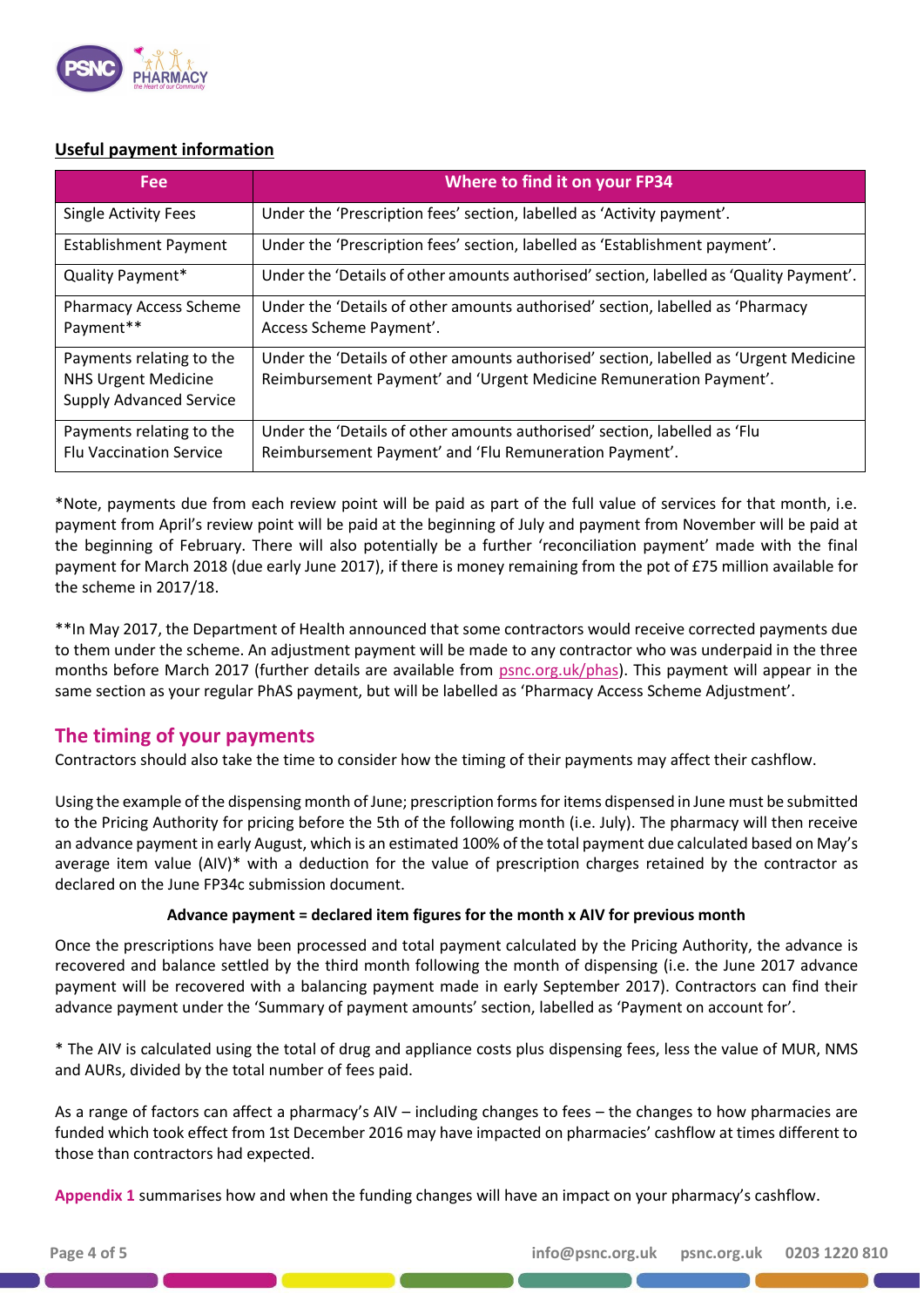**Useful payment information**

| Fee | Where to find it on your FP34 |
| --- | --- |
| Single Activity Fees | Under the 'Prescription fees' section, labelled as 'Activity payment'. |
| Establishment Payment | Under the 'Prescription fees' section, labelled as 'Establishment payment'. |
| Quality Payment* | Under the 'Details of other amounts authorised' section, labelled as 'Quality Payment'. |
| Pharmacy Access Scheme Payment** | Under the 'Details of other amounts authorised' section, labelled as 'Pharmacy Access Scheme Payment'. |
| Payments relating to the NHS Urgent Medicine Supply Advanced Service | Under the 'Details of other amounts authorised' section, labelled as 'Urgent Medicine Reimbursement Payment' and 'Urgent Medicine Remuneration Payment'. |
| Payments relating to the Flu Vaccination Service | Under the 'Details of other amounts authorised' section, labelled as 'Flu Reimbursement Payment' and 'Flu Remuneration Payment'. |

*Note, payments due from each review point will be paid as part of the full value of services for that month, i.e. payment from April's review point will be paid at the beginning of July and payment from November will be paid at the beginning of February. There will also potentially be a further 'reconciliation payment' made with the final payment for March 2018 (due early June 2017), if there is money remaining from the pot of £75 million available for the scheme in 2017/18.

**In May 2017, the Department of Health announced that some contractors would receive corrected payments due to them under the scheme. An adjustment payment will be made to any contractor who was underpaid in the three months before March 2017 (further details are available from psnc.org.uk/phas). This payment will appear in the same section as your regular PhAS payment, but will be labelled as 'Pharmacy Access Scheme Adjustment'.

## The timing of your payments

Contractors should also take the time to consider how the timing of their payments may affect their cashflow.

Using the example of the dispensing month of June; prescription forms for items dispensed in June must be submitted to the Pricing Authority for pricing before the 5th of the following month (i.e. July). The pharmacy will then receive an advance payment in early August, which is an estimated 100% of the total payment due calculated based on May's average item value (AIV)* with a deduction for the value of prescription charges retained by the contractor as declared on the June FP34c submission document.

**Advance payment = declared item figures for the month x AIV for previous month**

Once the prescriptions have been processed and total payment calculated by the Pricing Authority, the advance is recovered and balance settled by the third month following the month of dispensing (i.e. the June 2017 advance payment will be recovered with a balancing payment made in early September 2017). Contractors can find their advance payment under the 'Summary of payment amounts' section, labelled as 'Payment on account for'.

* The AIV is calculated using the total of drug and appliance costs plus dispensing fees, less the value of MUR, NMS and AURs, divided by the total number of fees paid.

As a range of factors can affect a pharmacy's AIV – including changes to fees – the changes to how pharmacies are funded which took effect from 1st December 2016 may have impacted on pharmacies' cashflow at times different to those than contractors had expected.

**Appendix 1** summarises how and when the funding changes will have an impact on your pharmacy's cashflow.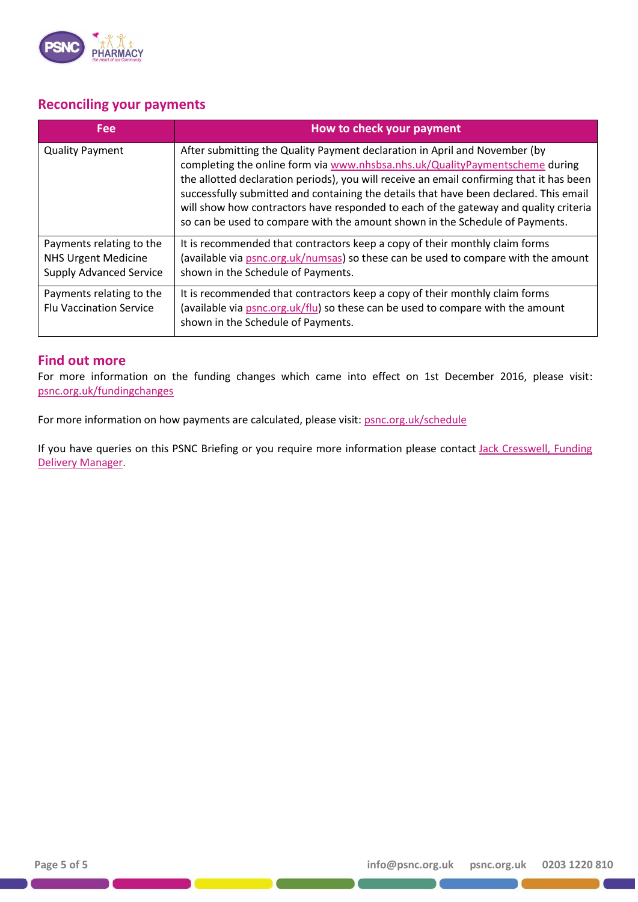## Reconciling your payments

| Fee | How to check your payment |
|---|---|
| Quality Payment | After submitting the Quality Payment declaration in April and November (by completing the online form via www.nhsbsa.nhs.uk/QualityPaymentscheme during the allotted declaration periods), you will receive an email confirming that it has been successfully submitted and containing the details that have been declared. This email will show how contractors have responded to each of the gateway and quality criteria so can be used to compare with the amount shown in the Schedule of Payments. |
| Payments relating to the NHS Urgent Medicine Supply Advanced Service | It is recommended that contractors keep a copy of their monthly claim forms (available via psnc.org.uk/numsas) so these can be used to compare with the amount shown in the Schedule of Payments. |
| Payments relating to the Flu Vaccination Service | It is recommended that contractors keep a copy of their monthly claim forms (available via psnc.org.uk/flu) so these can be used to compare with the amount shown in the Schedule of Payments. |

## Find out more

For more information on the funding changes which came into effect on 1st December 2016, please visit: psnc.org.uk/fundingchanges

For more information on how payments are calculated, please visit: psnc.org.uk/schedule

If you have queries on this PSNC Briefing or you require more information please contact Jack Cresswell, Funding Delivery Manager.